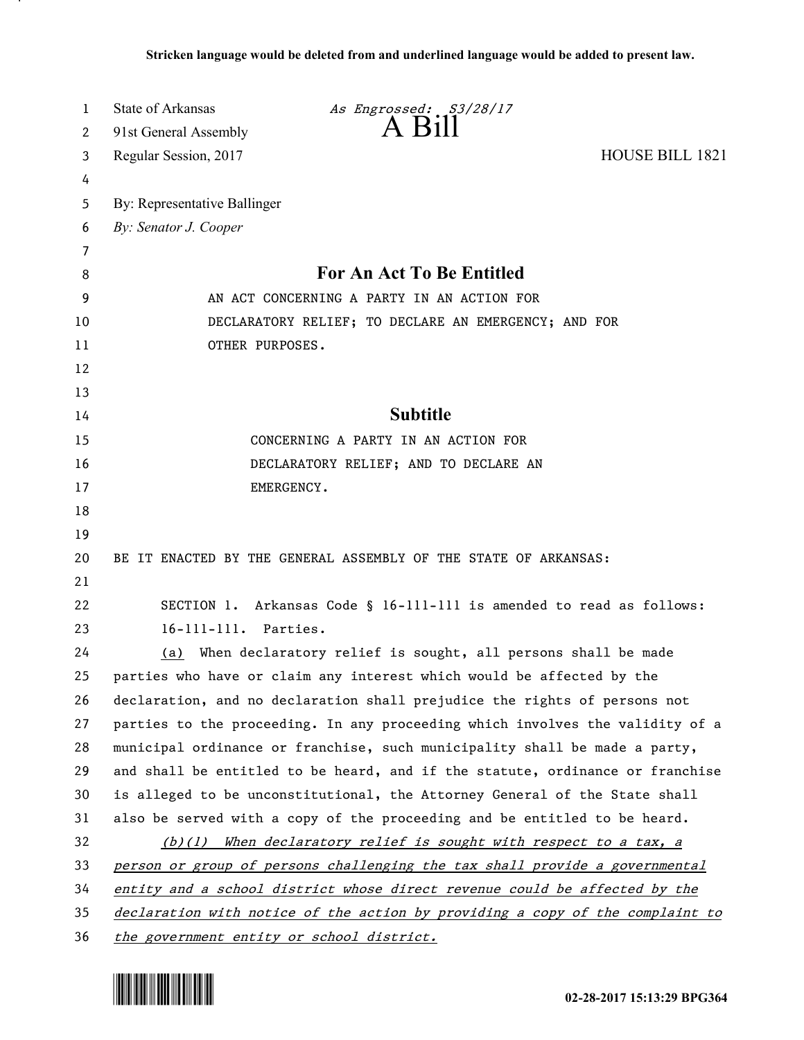Stricken language would be deleted from and underlined language would be added to present law.

State of Arkansas *As Engrossed: S3/28/17*

91st General Assembly

# A Bill

Regular Session, 2017 HOUSE BILL 1821

By: Representative Ballinger

*By: Senator J. Cooper*

## For An Act To Be Entitled

AN ACT CONCERNING A PARTY IN AN ACTION FOR DECLARATORY RELIEF; TO DECLARE AN EMERGENCY; AND FOR OTHER PURPOSES.

## Subtitle

CONCERNING A PARTY IN AN ACTION FOR DECLARATORY RELIEF; AND TO DECLARE AN EMERGENCY.

BE IT ENACTED BY THE GENERAL ASSEMBLY OF THE STATE OF ARKANSAS:

SECTION 1. Arkansas Code § 16-111-111 is amended to read as follows:

16-111-111. Parties.

<u>(a)</u> When declaratory relief is sought, all persons shall be made parties who have or claim any interest which would be affected by the declaration, and no declaration shall prejudice the rights of persons not parties to the proceeding. In any proceeding which involves the validity of a municipal ordinance or franchise, such municipality shall be made a party, and shall be entitled to be heard, and if the statute, ordinance or franchise is alleged to be unconstitutional, the Attorney General of the State shall also be served with a copy of the proceeding and be entitled to be heard.

<u>*(b)(1) When declaratory relief is sought with respect to a tax, a person or group of persons challenging the tax shall provide a governmental entity and a school district whose direct revenue could be affected by the declaration with notice of the action by providing a copy of the complaint to the government entity or school district.*</u>

02-28-2017 15:13:29 BPG364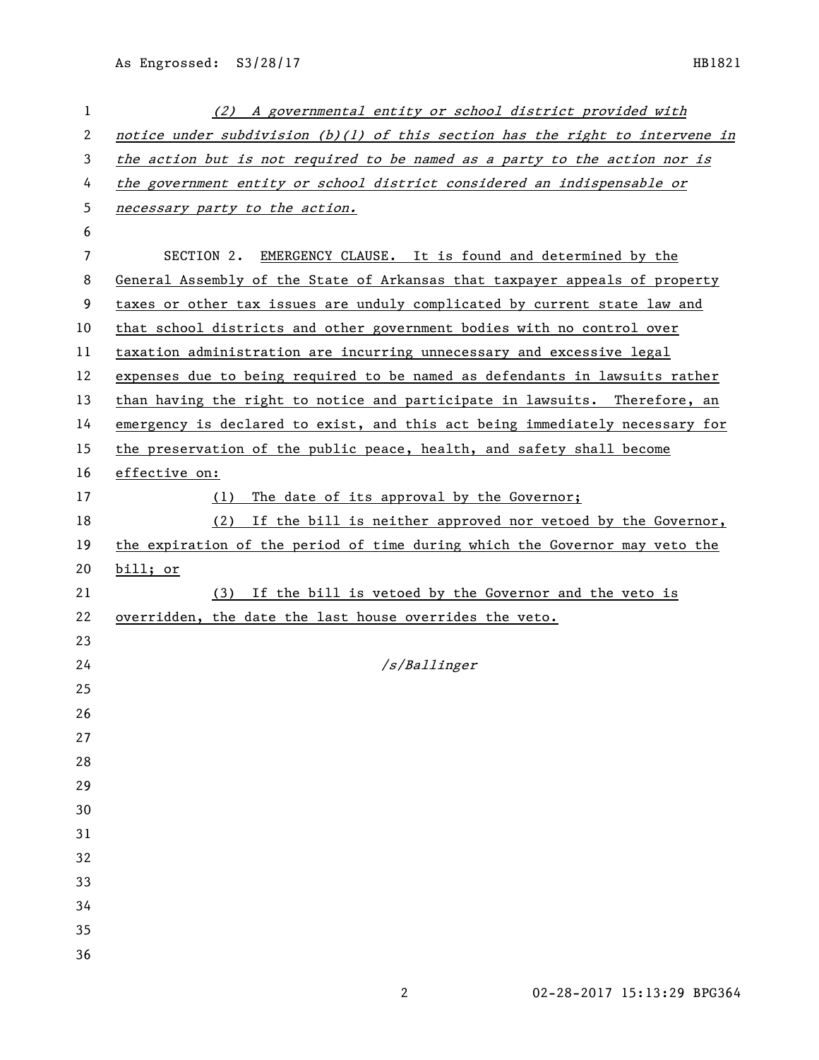*(2) A governmental entity or school district provided with notice under subdivision (b)(1) of this section has the right to intervene in the action but is not required to be named as a party to the action nor is the government entity or school district considered an indispensable or necessary party to the action.*

SECTION 2. EMERGENCY CLAUSE. It is found and determined by the General Assembly of the State of Arkansas that taxpayer appeals of property taxes or other tax issues are unduly complicated by current state law and that school districts and other government bodies with no control over taxation administration are incurring unnecessary and excessive legal expenses due to being required to be named as defendants in lawsuits rather than having the right to notice and participate in lawsuits. Therefore, an emergency is declared to exist, and this act being immediately necessary for the preservation of the public peace, health, and safety shall become effective on:

(1) The date of its approval by the Governor;

(2) If the bill is neither approved nor vetoed by the Governor, the expiration of the period of time during which the Governor may veto the bill; or

(3) If the bill is vetoed by the Governor and the veto is overridden, the date the last house overrides the veto.

*/s/Ballinger*